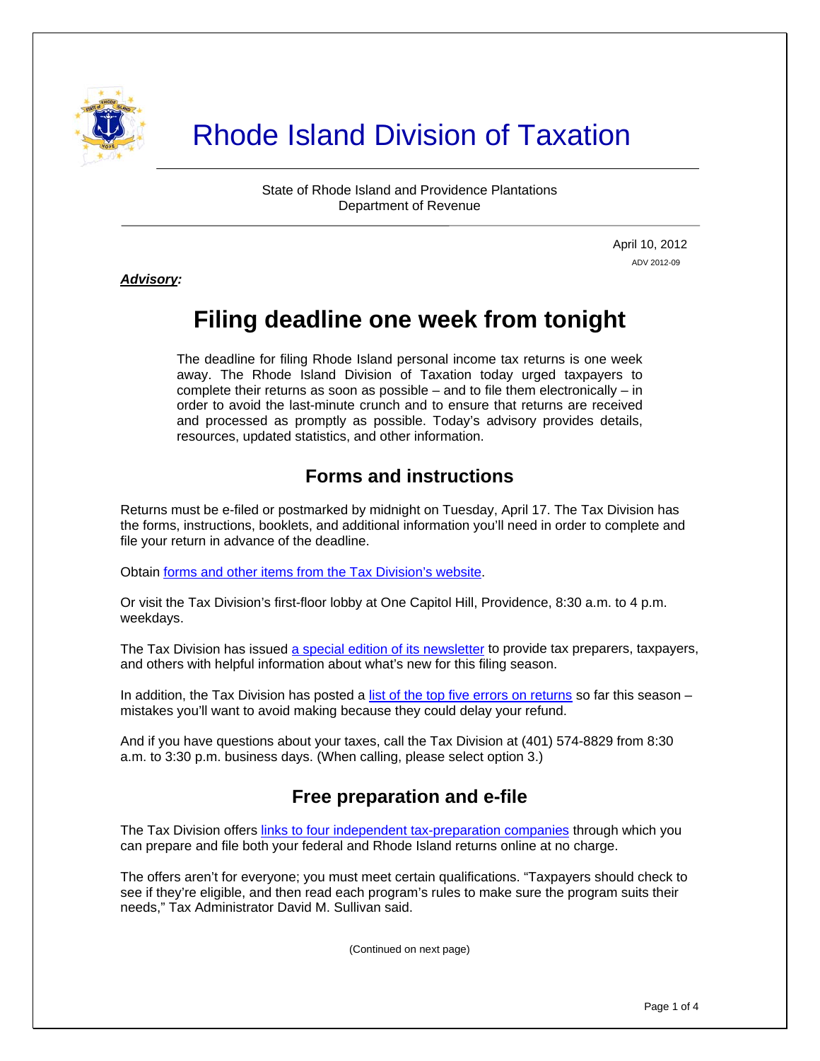# Rhode Island Division of Taxation

State of Rhode Island and Providence Plantations
Department of Revenue

April 10, 2012
ADV 2012-09

***Advisory:***

## Filing deadline one week from tonight

The deadline for filing Rhode Island personal income tax returns is one week away. The Rhode Island Division of Taxation today urged taxpayers to complete their returns as soon as possible – and to file them electronically – in order to avoid the last-minute crunch and to ensure that returns are received and processed as promptly as possible. Today's advisory provides details, resources, updated statistics, and other information.

### Forms and instructions

Returns must be e-filed or postmarked by midnight on Tuesday, April 17. The Tax Division has the forms, instructions, booklets, and additional information you'll need in order to complete and file your return in advance of the deadline.

Obtain forms and other items from the Tax Division's website.

Or visit the Tax Division's first-floor lobby at One Capitol Hill, Providence, 8:30 a.m. to 4 p.m. weekdays.

The Tax Division has issued a special edition of its newsletter to provide tax preparers, taxpayers, and others with helpful information about what's new for this filing season.

In addition, the Tax Division has posted a list of the top five errors on returns so far this season – mistakes you'll want to avoid making because they could delay your refund.

And if you have questions about your taxes, call the Tax Division at (401) 574-8829 from 8:30 a.m. to 3:30 p.m. business days. (When calling, please select option 3.)

### Free preparation and e-file

The Tax Division offers links to four independent tax-preparation companies through which you can prepare and file both your federal and Rhode Island returns online at no charge.

The offers aren't for everyone; you must meet certain qualifications. "Taxpayers should check to see if they're eligible, and then read each program's rules to make sure the program suits their needs," Tax Administrator David M. Sullivan said.

(Continued on next page)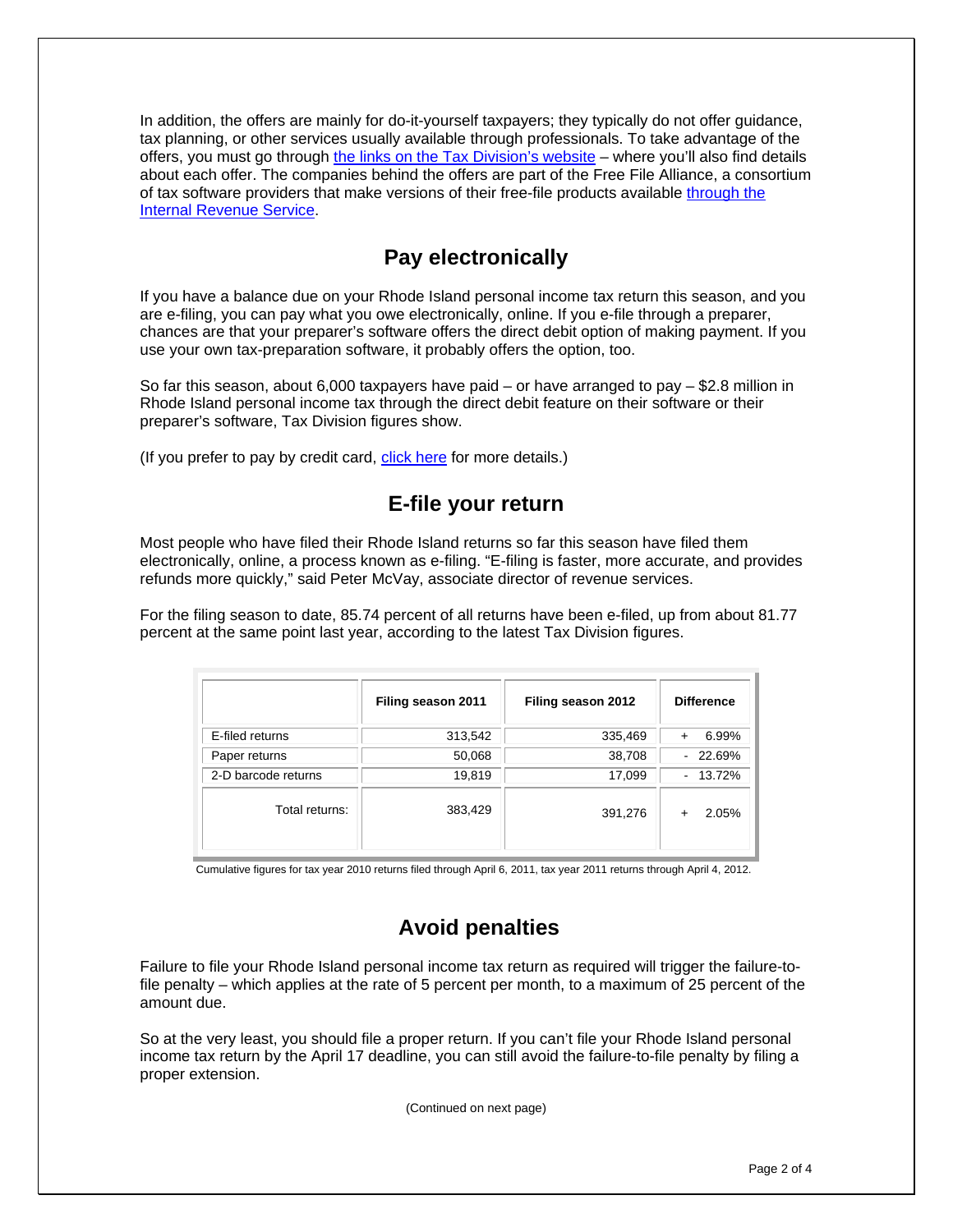In addition, the offers are mainly for do-it-yourself taxpayers; they typically do not offer guidance, tax planning, or other services usually available through professionals. To take advantage of the offers, you must go through the links on the Tax Division's website – where you'll also find details about each offer. The companies behind the offers are part of the Free File Alliance, a consortium of tax software providers that make versions of their free-file products available through the Internal Revenue Service.

## Pay electronically

If you have a balance due on your Rhode Island personal income tax return this season, and you are e-filing, you can pay what you owe electronically, online. If you e-file through a preparer, chances are that your preparer's software offers the direct debit option of making payment. If you use your own tax-preparation software, it probably offers the option, too.

So far this season, about 6,000 taxpayers have paid – or have arranged to pay – $2.8 million in Rhode Island personal income tax through the direct debit feature on their software or their preparer's software, Tax Division figures show.

(If you prefer to pay by credit card, click here for more details.)

## E-file your return

Most people who have filed their Rhode Island returns so far this season have filed them electronically, online, a process known as e-filing. "E-filing is faster, more accurate, and provides refunds more quickly," said Peter McVay, associate director of revenue services.

For the filing season to date, 85.74 percent of all returns have been e-filed, up from about 81.77 percent at the same point last year, according to the latest Tax Division figures.

| | Filing season 2011 | Filing season 2012 | Difference |
|---|---|---|---|
| E-filed returns | 313,542 | 335,469 | + 6.99% |
| Paper returns | 50,068 | 38,708 | - 22.69% |
| 2-D barcode returns | 19,819 | 17,099 | - 13.72% |
| Total returns: | 383,429 | 391,276 | + 2.05% |

Cumulative figures for tax year 2010 returns filed through April 6, 2011, tax year 2011 returns through April 4, 2012.

## Avoid penalties

Failure to file your Rhode Island personal income tax return as required will trigger the failure-to-file penalty – which applies at the rate of 5 percent per month, to a maximum of 25 percent of the amount due.

So at the very least, you should file a proper return. If you can't file your Rhode Island personal income tax return by the April 17 deadline, you can still avoid the failure-to-file penalty by filing a proper extension.

(Continued on next page)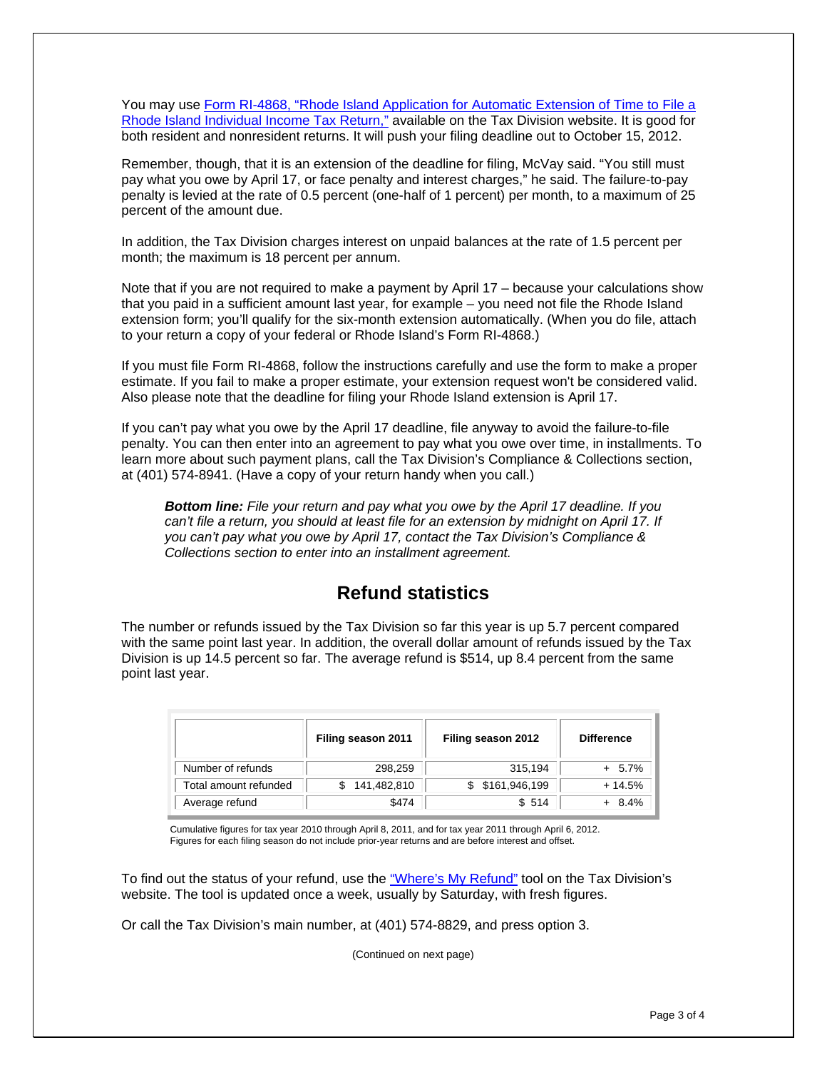You may use [Form RI-4868, "Rhode Island Application for Automatic Extension of Time to File a Rhode Island Individual Income Tax Return,"](#) available on the Tax Division website. It is good for both resident and nonresident returns. It will push your filing deadline out to October 15, 2012.

Remember, though, that it is an extension of the deadline for filing, McVay said. "You still must pay what you owe by April 17, or face penalty and interest charges," he said. The failure-to-pay penalty is levied at the rate of 0.5 percent (one-half of 1 percent) per month, to a maximum of 25 percent of the amount due.

In addition, the Tax Division charges interest on unpaid balances at the rate of 1.5 percent per month; the maximum is 18 percent per annum.

Note that if you are not required to make a payment by April 17 – because your calculations show that you paid in a sufficient amount last year, for example – you need not file the Rhode Island extension form; you'll qualify for the six-month extension automatically. (When you do file, attach to your return a copy of your federal or Rhode Island's Form RI-4868.)

If you must file Form RI-4868, follow the instructions carefully and use the form to make a proper estimate. If you fail to make a proper estimate, your extension request won't be considered valid. Also please note that the deadline for filing your Rhode Island extension is April 17.

If you can't pay what you owe by the April 17 deadline, file anyway to avoid the failure-to-file penalty. You can then enter into an agreement to pay what you owe over time, in installments. To learn more about such payment plans, call the Tax Division's Compliance & Collections section, at (401) 574-8941. (Have a copy of your return handy when you call.)

> ***Bottom line:*** *File your return and pay what you owe by the April 17 deadline. If you can't file a return, you should at least file for an extension by midnight on April 17. If you can't pay what you owe by April 17, contact the Tax Division's Compliance & Collections section to enter into an installment agreement.*

## Refund statistics

The number or refunds issued by the Tax Division so far this year is up 5.7 percent compared with the same point last year. In addition, the overall dollar amount of refunds issued by the Tax Division is up 14.5 percent so far. The average refund is $514, up 8.4 percent from the same point last year.

| | Filing season 2011 | Filing season 2012 | Difference |
|---|---|---|---|
| Number of refunds | 298,259 | 315,194 | + 5.7% |
| Total amount refunded | $ 141,482,810 | $ $161,946,199 | + 14.5% |
| Average refund | $474 | $ 514 | + 8.4% |

Cumulative figures for tax year 2010 through April 8, 2011, and for tax year 2011 through April 6, 2012. Figures for each filing season do not include prior-year returns and are before interest and offset.

To find out the status of your refund, use the ["Where's My Refund"](#) tool on the Tax Division's website. The tool is updated once a week, usually by Saturday, with fresh figures.

Or call the Tax Division's main number, at (401) 574-8829, and press option 3.

(Continued on next page)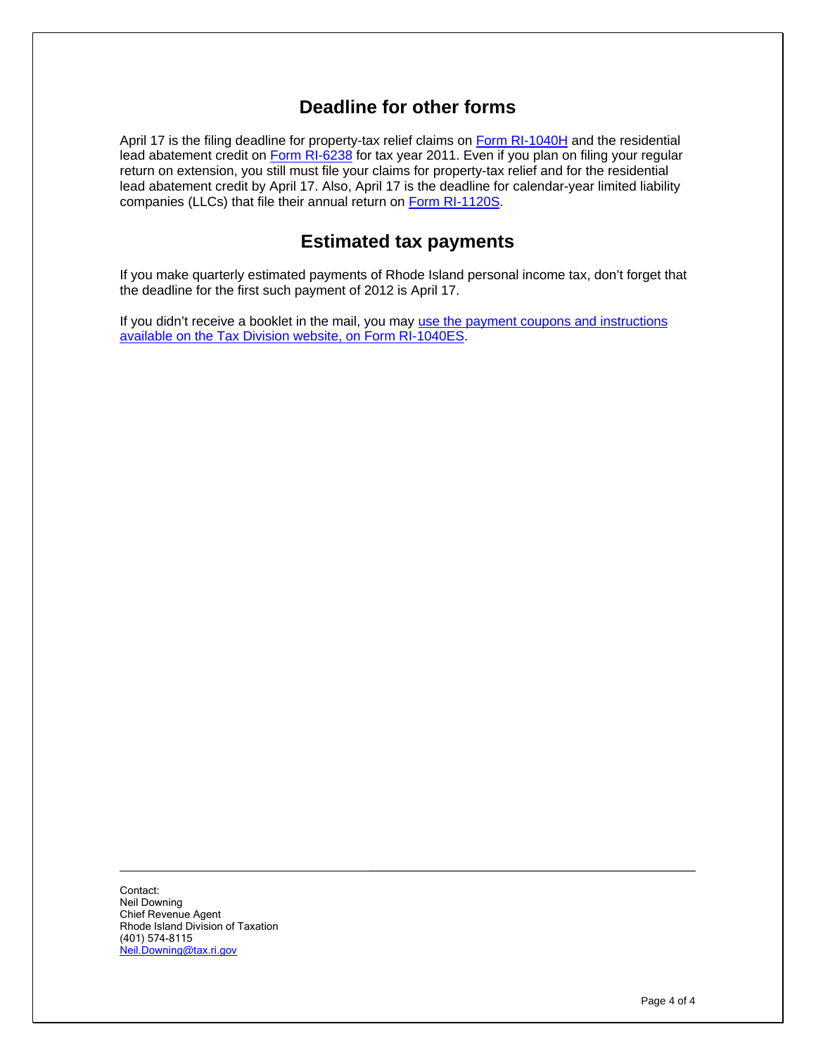## Deadline for other forms

April 17 is the filing deadline for property-tax relief claims on Form RI-1040H and the residential lead abatement credit on Form RI-6238 for tax year 2011. Even if you plan on filing your regular return on extension, you still must file your claims for property-tax relief and for the residential lead abatement credit by April 17. Also, April 17 is the deadline for calendar-year limited liability companies (LLCs) that file their annual return on Form RI-1120S.

## Estimated tax payments

If you make quarterly estimated payments of Rhode Island personal income tax, don't forget that the deadline for the first such payment of 2012 is April 17.

If you didn't receive a booklet in the mail, you may use the payment coupons and instructions available on the Tax Division website, on Form RI-1040ES.

---

Contact:
Neil Downing
Chief Revenue Agent
Rhode Island Division of Taxation
(401) 574-8115
Neil.Downing@tax.ri.gov